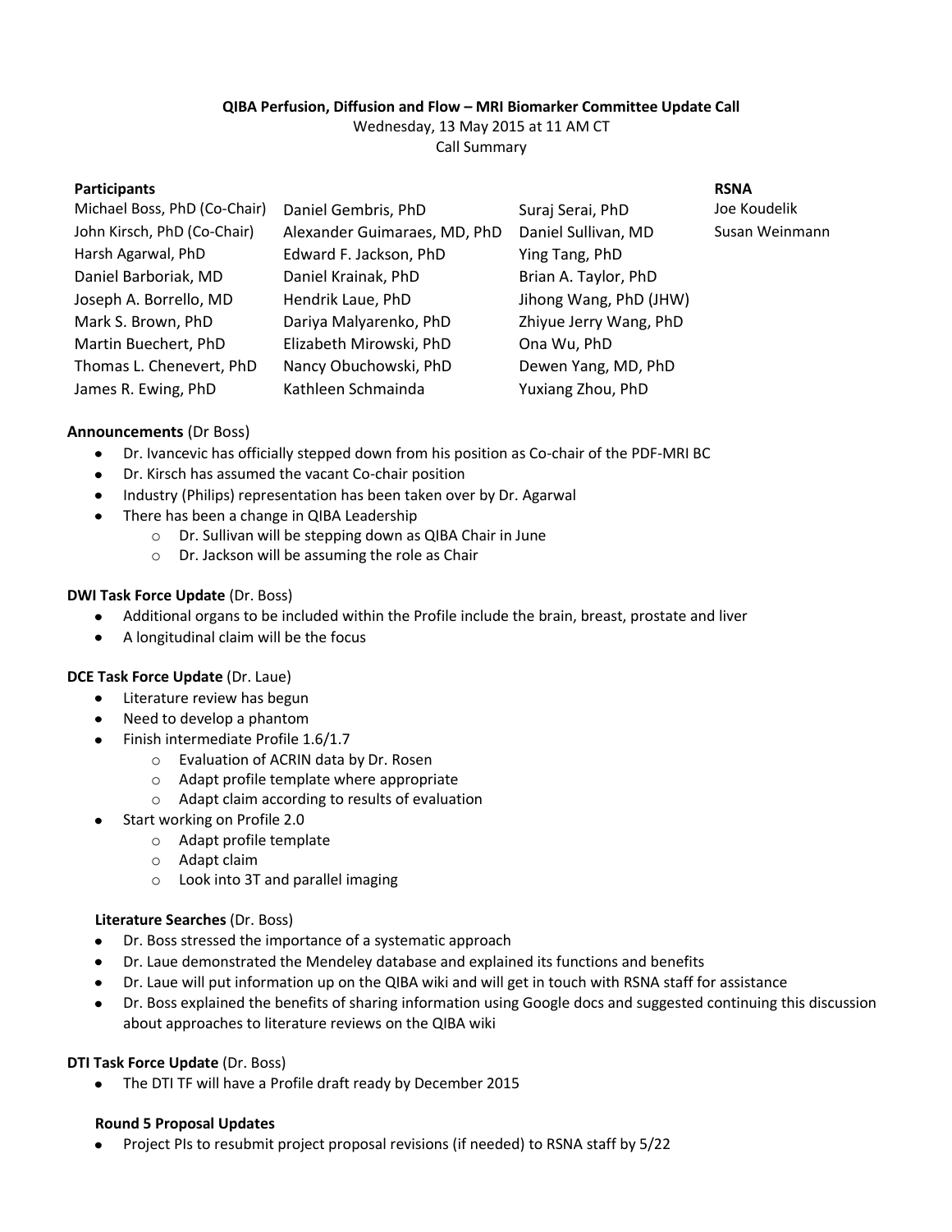**QIBA Perfusion, Diffusion and Flow – MRI Biomarker Committee Update Call**

Wednesday, 13 May 2015 at 11 AM CT

Call Summary

| Participants | | | RSNA |
|---|---|---|---|
| Michael Boss, PhD (Co-Chair) | Daniel Gembris, PhD | Suraj Serai, PhD | Joe Koudelik |
| John Kirsch, PhD (Co-Chair) | Alexander Guimaraes, MD, PhD | Daniel Sullivan, MD | Susan Weinmann |
| Harsh Agarwal, PhD | Edward F. Jackson, PhD | Ying Tang, PhD | |
| Daniel Barboriak, MD | Daniel Krainak, PhD | Brian A. Taylor, PhD | |
| Joseph A. Borrello, MD | Hendrik Laue, PhD | Jihong Wang, PhD (JHW) | |
| Mark S. Brown, PhD | Dariya Malyarenko, PhD | Zhiyue Jerry Wang, PhD | |
| Martin Buechert, PhD | Elizabeth Mirowski, PhD | Ona Wu, PhD | |
| Thomas L. Chenevert, PhD | Nancy Obuchowski, PhD | Dewen Yang, MD, PhD | |
| James R. Ewing, PhD | Kathleen Schmainda | Yuxiang Zhou, PhD | |

**Announcements** (Dr Boss)

- Dr. Ivancevic has officially stepped down from his position as Co-chair of the PDF-MRI BC
- Dr. Kirsch has assumed the vacant Co-chair position
- Industry (Philips) representation has been taken over by Dr. Agarwal
- There has been a change in QIBA Leadership
  - Dr. Sullivan will be stepping down as QIBA Chair in June
  - Dr. Jackson will be assuming the role as Chair

**DWI Task Force Update** (Dr. Boss)

- Additional organs to be included within the Profile include the brain, breast, prostate and liver
- A longitudinal claim will be the focus

**DCE Task Force Update** (Dr. Laue)

- Literature review has begun
- Need to develop a phantom
- Finish intermediate Profile 1.6/1.7
  - Evaluation of ACRIN data by Dr. Rosen
  - Adapt profile template where appropriate
  - Adapt claim according to results of evaluation
- Start working on Profile 2.0
  - Adapt profile template
  - Adapt claim
  - Look into 3T and parallel imaging

**Literature Searches** (Dr. Boss)

- Dr. Boss stressed the importance of a systematic approach
- Dr. Laue demonstrated the Mendeley database and explained its functions and benefits
- Dr. Laue will put information up on the QIBA wiki and will get in touch with RSNA staff for assistance
- Dr. Boss explained the benefits of sharing information using Google docs and suggested continuing this discussion about approaches to literature reviews on the QIBA wiki

**DTI Task Force Update** (Dr. Boss)

- The DTI TF will have a Profile draft ready by December 2015

**Round 5 Proposal Updates**

- Project PIs to resubmit project proposal revisions (if needed) to RSNA staff by 5/22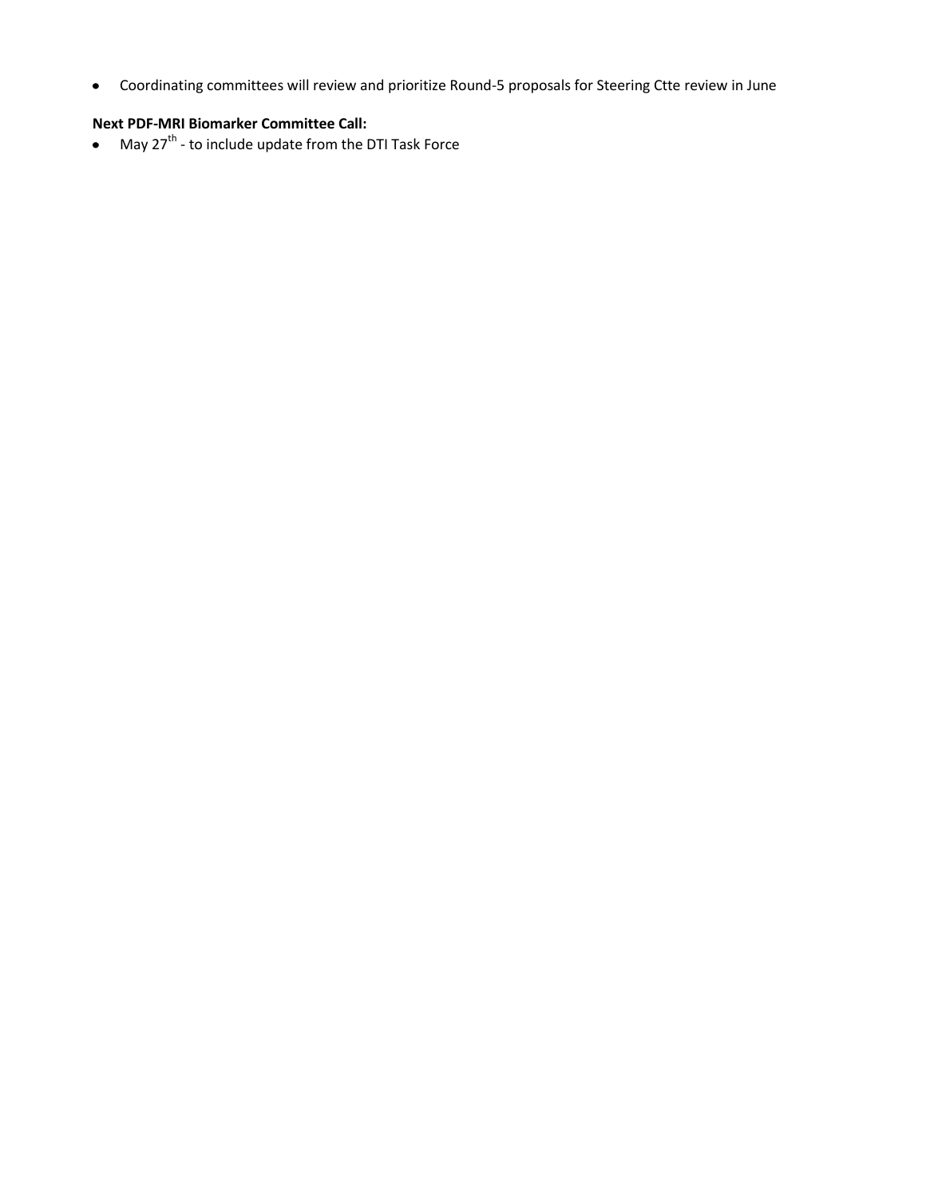- Coordinating committees will review and prioritize Round-5 proposals for Steering Ctte review in June

**Next PDF-MRI Biomarker Committee Call:**

- May 27th - to include update from the DTI Task Force